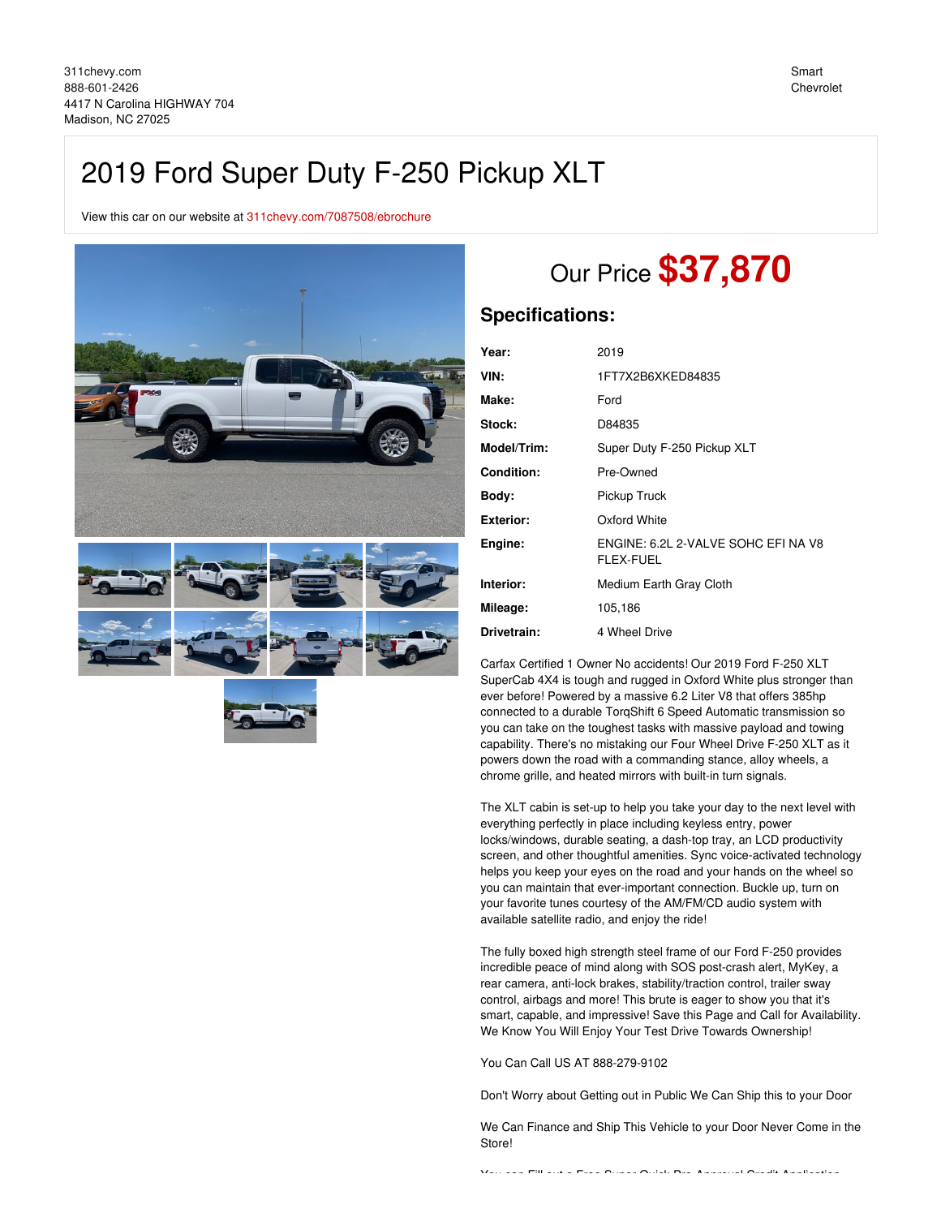311chevy.com
888-601-2426
4417 N Carolina HIGHWAY 704
Madison, NC 27025

Smart Chevrolet

# 2019 Ford Super Duty F-250 Pickup XLT

View this car on our website at 311chevy.com/7087508/ebrochure

## Our Price $37,870

## Specifications:

| | |
|---|---|
| **Year:** | 2019 |
| **VIN:** | 1FT7X2B6XKED84835 |
| **Make:** | Ford |
| **Stock:** | D84835 |
| **Model/Trim:** | Super Duty F-250 Pickup XLT |
| **Condition:** | Pre-Owned |
| **Body:** | Pickup Truck |
| **Exterior:** | Oxford White |
| **Engine:** | ENGINE: 6.2L 2-VALVE SOHC EFI NA V8 FLEX-FUEL |
| **Interior:** | Medium Earth Gray Cloth |
| **Mileage:** | 105,186 |
| **Drivetrain:** | 4 Wheel Drive |

Carfax Certified 1 Owner No accidents! Our 2019 Ford F-250 XLT SuperCab 4X4 is tough and rugged in Oxford White plus stronger than ever before! Powered by a massive 6.2 Liter V8 that offers 385hp connected to a durable TorqShift 6 Speed Automatic transmission so you can take on the toughest tasks with massive payload and towing capability. There's no mistaking our Four Wheel Drive F-250 XLT as it powers down the road with a commanding stance, alloy wheels, a chrome grille, and heated mirrors with built-in turn signals.

The XLT cabin is set-up to help you take your day to the next level with everything perfectly in place including keyless entry, power locks/windows, durable seating, a dash-top tray, an LCD productivity screen, and other thoughtful amenities. Sync voice-activated technology helps you keep your eyes on the road and your hands on the wheel so you can maintain that ever-important connection. Buckle up, turn on your favorite tunes courtesy of the AM/FM/CD audio system with available satellite radio, and enjoy the ride!

The fully boxed high strength steel frame of our Ford F-250 provides incredible peace of mind along with SOS post-crash alert, MyKey, a rear camera, anti-lock brakes, stability/traction control, trailer sway control, airbags and more! This brute is eager to show you that it's smart, capable, and impressive! Save this Page and Call for Availability. We Know You Will Enjoy Your Test Drive Towards Ownership!

You Can Call US AT 888-279-9102

Don't Worry about Getting out in Public We Can Ship this to your Door

We Can Finance and Ship This Vehicle to your Door Never Come in the Store!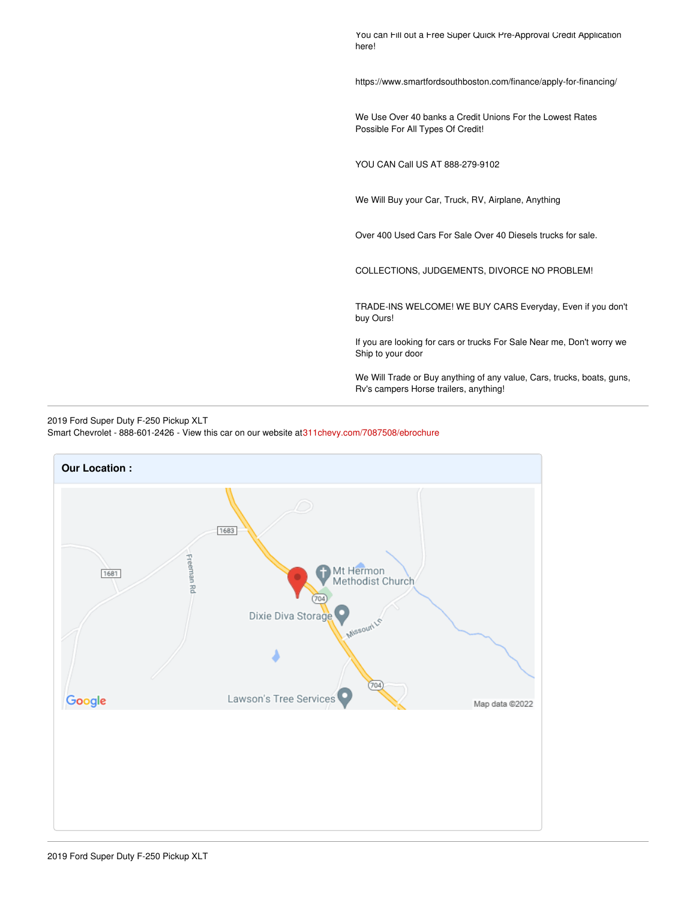You can Fill out a Free Super Quick Pre-Approval Credit Application here!

https://www.smartfordsouthboston.com/finance/apply-for-financing/

We Use Over 40 banks a Credit Unions For the Lowest Rates Possible For All Types Of Credit!

YOU CAN Call US AT 888-279-9102

We Will Buy your Car, Truck, RV, Airplane, Anything

Over 400 Used Cars For Sale Over 40 Diesels trucks for sale.

COLLECTIONS, JUDGEMENTS, DIVORCE NO PROBLEM!

TRADE-INS WELCOME! WE BUY CARS Everyday, Even if you don't buy Ours!

If you are looking for cars or trucks For Sale Near me, Don't worry we Ship to your door

We Will Trade or Buy anything of any value, Cars, trucks, boats, guns, Rv's campers Horse trailers, anything!

---

2019 Ford Super Duty F-250 Pickup XLT
Smart Chevrolet - 888-601-2426 - View this car on our website at 311chevy.com/7087508/ebrochure

**Our Location :**

1683 1681 Freeman Rd Mt Hermon Methodist Church 704 Dixie Diva Storage Missouri Ln 704 Lawson's Tree Services Google Map data ©2022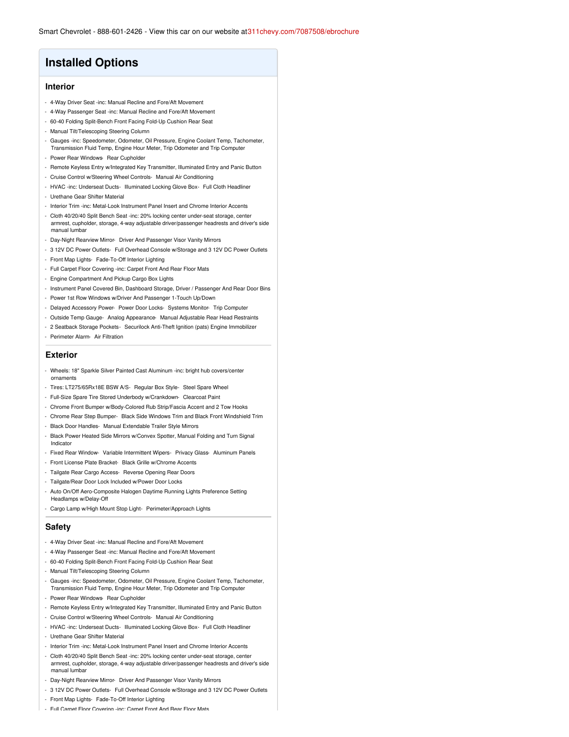Smart Chevrolet - 888-601-2426 - View this car on our website at 311chevy.com/7087508/ebrochure

# Installed Options

## Interior

- 4-Way Driver Seat -inc: Manual Recline and Fore/Aft Movement
- 4-Way Passenger Seat -inc: Manual Recline and Fore/Aft Movement
- 60-40 Folding Split-Bench Front Facing Fold-Up Cushion Rear Seat
- Manual Tilt/Telescoping Steering Column
- Gauges -inc: Speedometer, Odometer, Oil Pressure, Engine Coolant Temp, Tachometer, Transmission Fluid Temp, Engine Hour Meter, Trip Odometer and Trip Computer
- Power Rear Windows- Rear Cupholder
- Remote Keyless Entry w/Integrated Key Transmitter, Illuminated Entry and Panic Button
- Cruise Control w/Steering Wheel Controls- Manual Air Conditioning
- HVAC -inc: Underseat Ducts- Illuminated Locking Glove Box- Full Cloth Headliner
- Urethane Gear Shifter Material
- Interior Trim -inc: Metal-Look Instrument Panel Insert and Chrome Interior Accents
- Cloth 40/20/40 Split Bench Seat -inc: 20% locking center under-seat storage, center armrest, cupholder, storage, 4-way adjustable driver/passenger headrests and driver's side manual lumbar
- Day-Night Rearview Mirror- Driver And Passenger Visor Vanity Mirrors
- 3 12V DC Power Outlets- Full Overhead Console w/Storage and 3 12V DC Power Outlets
- Front Map Lights- Fade-To-Off Interior Lighting
- Full Carpet Floor Covering -inc: Carpet Front And Rear Floor Mats
- Engine Compartment And Pickup Cargo Box Lights
- Instrument Panel Covered Bin, Dashboard Storage, Driver / Passenger And Rear Door Bins
- Power 1st Row Windows w/Driver And Passenger 1-Touch Up/Down
- Delayed Accessory Power- Power Door Locks- Systems Monitor- Trip Computer
- Outside Temp Gauge- Analog Appearance- Manual Adjustable Rear Head Restraints
- 2 Seatback Storage Pockets- Securilock Anti-Theft Ignition (pats) Engine Immobilizer
- Perimeter Alarm- Air Filtration

## Exterior

- Wheels: 18" Sparkle Silver Painted Cast Aluminum -inc: bright hub covers/center ornaments
- Tires: LT275/65Rx18E BSW A/S- Regular Box Style- Steel Spare Wheel
- Full-Size Spare Tire Stored Underbody w/Crankdown- Clearcoat Paint
- Chrome Front Bumper w/Body-Colored Rub Strip/Fascia Accent and 2 Tow Hooks
- Chrome Rear Step Bumper- Black Side Windows Trim and Black Front Windshield Trim
- Black Door Handles- Manual Extendable Trailer Style Mirrors
- Black Power Heated Side Mirrors w/Convex Spotter, Manual Folding and Turn Signal Indicator
- Fixed Rear Window- Variable Intermittent Wipers- Privacy Glass- Aluminum Panels
- Front License Plate Bracket- Black Grille w/Chrome Accents
- Tailgate Rear Cargo Access- Reverse Opening Rear Doors
- Tailgate/Rear Door Lock Included w/Power Door Locks
- Auto On/Off Aero-Composite Halogen Daytime Running Lights Preference Setting Headlamps w/Delay-Off
- Cargo Lamp w/High Mount Stop Light- Perimeter/Approach Lights

## Safety

- 4-Way Driver Seat -inc: Manual Recline and Fore/Aft Movement
- 4-Way Passenger Seat -inc: Manual Recline and Fore/Aft Movement
- 60-40 Folding Split-Bench Front Facing Fold-Up Cushion Rear Seat
- Manual Tilt/Telescoping Steering Column
- Gauges -inc: Speedometer, Odometer, Oil Pressure, Engine Coolant Temp, Tachometer, Transmission Fluid Temp, Engine Hour Meter, Trip Odometer and Trip Computer
- Power Rear Windows- Rear Cupholder
- Remote Keyless Entry w/Integrated Key Transmitter, Illuminated Entry and Panic Button
- Cruise Control w/Steering Wheel Controls- Manual Air Conditioning
- HVAC -inc: Underseat Ducts- Illuminated Locking Glove Box- Full Cloth Headliner
- Urethane Gear Shifter Material
- Interior Trim -inc: Metal-Look Instrument Panel Insert and Chrome Interior Accents
- Cloth 40/20/40 Split Bench Seat -inc: 20% locking center under-seat storage, center armrest, cupholder, storage, 4-way adjustable driver/passenger headrests and driver's side manual lumbar
- Day-Night Rearview Mirror- Driver And Passenger Visor Vanity Mirrors
- 3 12V DC Power Outlets- Full Overhead Console w/Storage and 3 12V DC Power Outlets
- Front Map Lights- Fade-To-Off Interior Lighting
- Full Carpet Floor Covering -inc: Carpet Front And Rear Floor Mats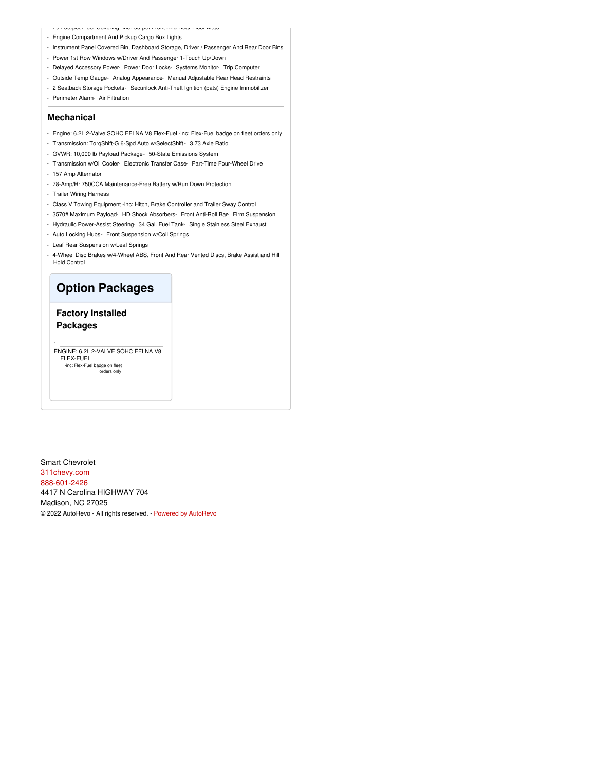- Full Carpet Floor Covering -inc: Carpet Front And Rear Floor Mats
- Engine Compartment And Pickup Cargo Box Lights
- Instrument Panel Covered Bin, Dashboard Storage, Driver / Passenger And Rear Door Bins
- Power 1st Row Windows w/Driver And Passenger 1-Touch Up/Down
- Delayed Accessory Power- Power Door Locks- Systems Monitor- Trip Computer
- Outside Temp Gauge- Analog Appearance- Manual Adjustable Rear Head Restraints
- 2 Seatback Storage Pockets- Securilock Anti-Theft Ignition (pats) Engine Immobilizer
- Perimeter Alarm- Air Filtration

## Mechanical

- Engine: 6.2L 2-Valve SOHC EFI NA V8 Flex-Fuel -inc: Flex-Fuel badge on fleet orders only
- Transmission: TorqShift-G 6-Spd Auto w/SelectShift - 3.73 Axle Ratio
- GVWR: 10,000 lb Payload Package- 50-State Emissions System
- Transmission w/Oil Cooler- Electronic Transfer Case- Part-Time Four-Wheel Drive
- 157 Amp Alternator
- 78-Amp/Hr 750CCA Maintenance-Free Battery w/Run Down Protection
- Trailer Wiring Harness
- Class V Towing Equipment -inc: Hitch, Brake Controller and Trailer Sway Control
- 3570# Maximum Payload- HD Shock Absorbers- Front Anti-Roll Bar- Firm Suspension
- Hydraulic Power-Assist Steering- 34 Gal. Fuel Tank- Single Stainless Steel Exhaust
- Auto Locking Hubs- Front Suspension w/Coil Springs
- Leaf Rear Suspension w/Leaf Springs
- 4-Wheel Disc Brakes w/4-Wheel ABS, Front And Rear Vented Discs, Brake Assist and Hill Hold Control

# Option Packages

### Factory Installed Packages

-

ENGINE: 6.2L 2-VALVE SOHC EFI NA V8 FLEX-FUEL
-inc: Flex-Fuel badge on fleet orders only

Smart Chevrolet
311chevy.com
888-601-2426
4417 N Carolina HIGHWAY 704
Madison, NC 27025
© 2022 AutoRevo - All rights reserved. - Powered by AutoRevo